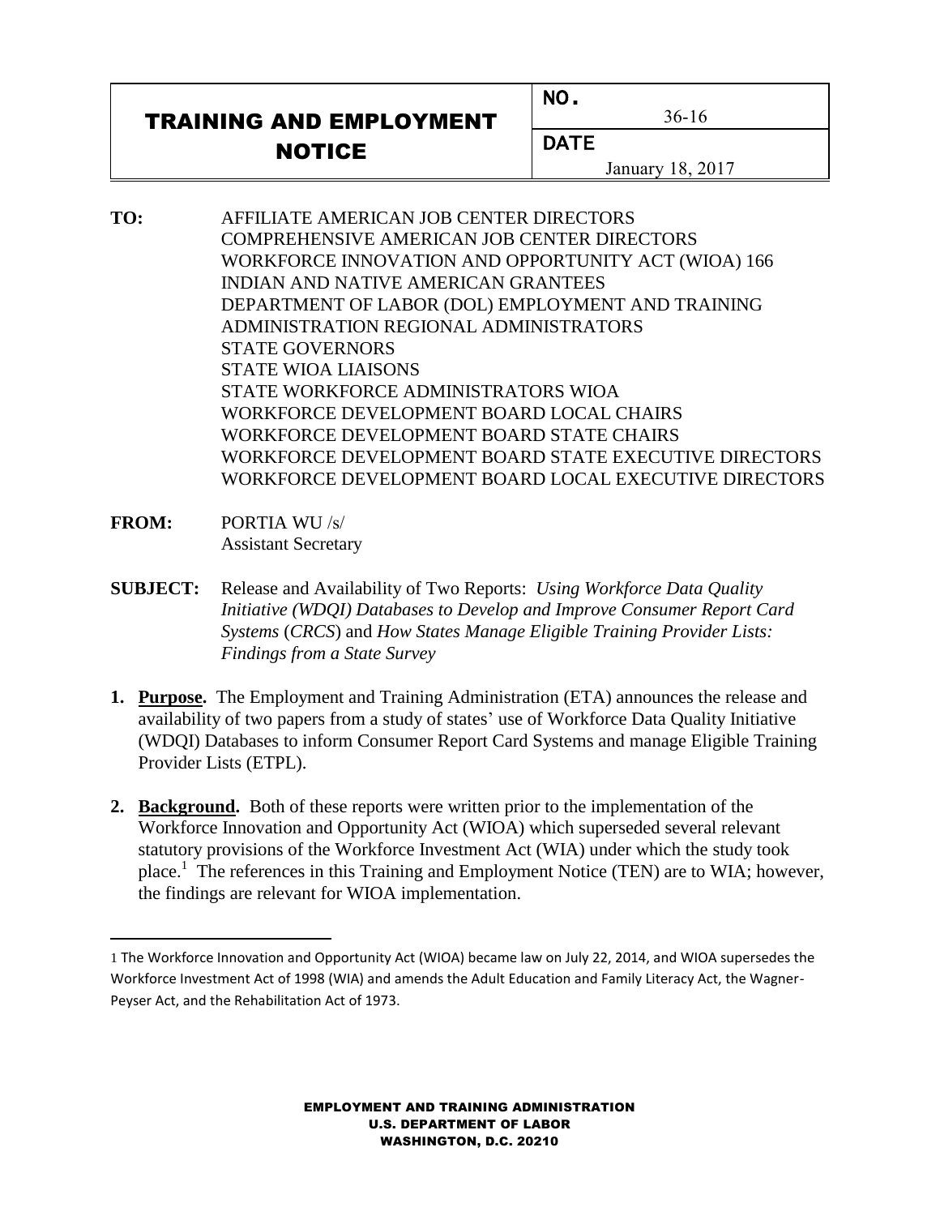# TRAINING AND EMPLOYMENT NOTICE

| NO. | DATE |
| --- | --- |
| 36-16 | January 18, 2017 |

**TO:** AFFILIATE AMERICAN JOB CENTER DIRECTORS
COMPREHENSIVE AMERICAN JOB CENTER DIRECTORS
WORKFORCE INNOVATION AND OPPORTUNITY ACT (WIOA) 166 INDIAN AND NATIVE AMERICAN GRANTEES
DEPARTMENT OF LABOR (DOL) EMPLOYMENT AND TRAINING ADMINISTRATION REGIONAL ADMINISTRATORS
STATE GOVERNORS
STATE WIOA LIAISONS
STATE WORKFORCE ADMINISTRATORS WIOA
WORKFORCE DEVELOPMENT BOARD LOCAL CHAIRS
WORKFORCE DEVELOPMENT BOARD STATE CHAIRS
WORKFORCE DEVELOPMENT BOARD STATE EXECUTIVE DIRECTORS
WORKFORCE DEVELOPMENT BOARD LOCAL EXECUTIVE DIRECTORS

**FROM:** PORTIA WU /s/
Assistant Secretary

**SUBJECT:** Release and Availability of Two Reports: *Using Workforce Data Quality Initiative (WDQI) Databases to Develop and Improve Consumer Report Card Systems* (*CRCS*) and *How States Manage Eligible Training Provider Lists: Findings from a State Survey*

1. **Purpose.** The Employment and Training Administration (ETA) announces the release and availability of two papers from a study of states' use of Workforce Data Quality Initiative (WDQI) Databases to inform Consumer Report Card Systems and manage Eligible Training Provider Lists (ETPL).

2. **Background.** Both of these reports were written prior to the implementation of the Workforce Innovation and Opportunity Act (WIOA) which superseded several relevant statutory provisions of the Workforce Investment Act (WIA) under which the study took place.[1] The references in this Training and Employment Notice (TEN) are to WIA; however, the findings are relevant for WIOA implementation.

[1] The Workforce Innovation and Opportunity Act (WIOA) became law on July 22, 2014, and WIOA supersedes the Workforce Investment Act of 1998 (WIA) and amends the Adult Education and Family Literacy Act, the Wagner-Peyser Act, and the Rehabilitation Act of 1973.

EMPLOYMENT AND TRAINING ADMINISTRATION
U.S. DEPARTMENT OF LABOR
WASHINGTON, D.C. 20210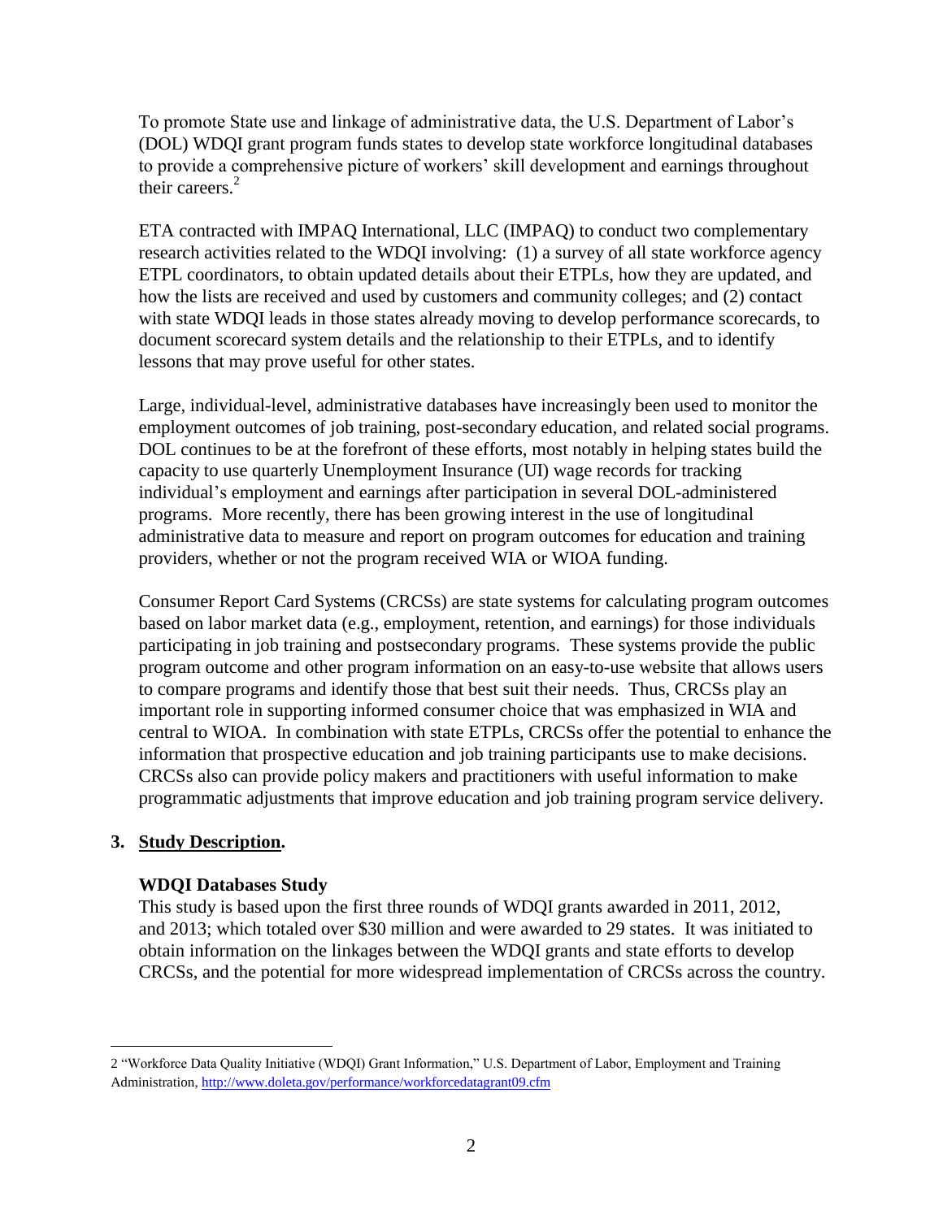To promote State use and linkage of administrative data, the U.S. Department of Labor's (DOL) WDQI grant program funds states to develop state workforce longitudinal databases to provide a comprehensive picture of workers' skill development and earnings throughout their careers.[2]

ETA contracted with IMPAQ International, LLC (IMPAQ) to conduct two complementary research activities related to the WDQI involving: (1) a survey of all state workforce agency ETPL coordinators, to obtain updated details about their ETPLs, how they are updated, and how the lists are received and used by customers and community colleges; and (2) contact with state WDQI leads in those states already moving to develop performance scorecards, to document scorecard system details and the relationship to their ETPLs, and to identify lessons that may prove useful for other states.

Large, individual-level, administrative databases have increasingly been used to monitor the employment outcomes of job training, post-secondary education, and related social programs. DOL continues to be at the forefront of these efforts, most notably in helping states build the capacity to use quarterly Unemployment Insurance (UI) wage records for tracking individual's employment and earnings after participation in several DOL-administered programs. More recently, there has been growing interest in the use of longitudinal administrative data to measure and report on program outcomes for education and training providers, whether or not the program received WIA or WIOA funding.

Consumer Report Card Systems (CRCSs) are state systems for calculating program outcomes based on labor market data (e.g., employment, retention, and earnings) for those individuals participating in job training and postsecondary programs. These systems provide the public program outcome and other program information on an easy-to-use website that allows users to compare programs and identify those that best suit their needs. Thus, CRCSs play an important role in supporting informed consumer choice that was emphasized in WIA and central to WIOA. In combination with state ETPLs, CRCSs offer the potential to enhance the information that prospective education and job training participants use to make decisions. CRCSs also can provide policy makers and practitioners with useful information to make programmatic adjustments that improve education and job training program service delivery.

## 3. <u>Study Description</u>.

### WDQI Databases Study

This study is based upon the first three rounds of WDQI grants awarded in 2011, 2012, and 2013; which totaled over $30 million and were awarded to 29 states. It was initiated to obtain information on the linkages between the WDQI grants and state efforts to develop CRCSs, and the potential for more widespread implementation of CRCSs across the country.

---

2 "Workforce Data Quality Initiative (WDQI) Grant Information," U.S. Department of Labor, Employment and Training Administration, http://www.doleta.gov/performance/workforcedatagrant09.cfm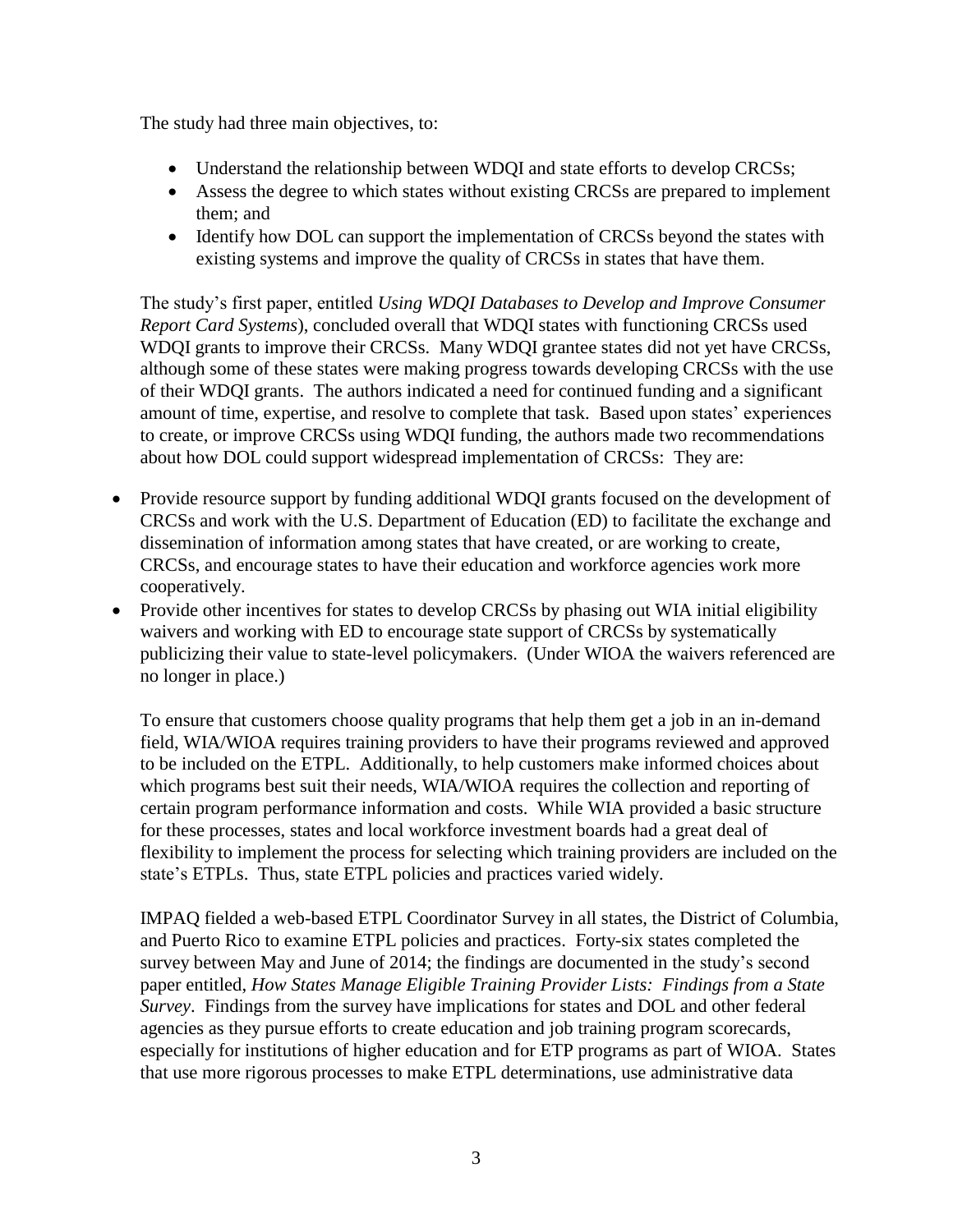The study had three main objectives, to:

- Understand the relationship between WDQI and state efforts to develop CRCSs;
- Assess the degree to which states without existing CRCSs are prepared to implement them; and
- Identify how DOL can support the implementation of CRCSs beyond the states with existing systems and improve the quality of CRCSs in states that have them.

The study's first paper, entitled *Using WDQI Databases to Develop and Improve Consumer Report Card Systems*), concluded overall that WDQI states with functioning CRCSs used WDQI grants to improve their CRCSs. Many WDQI grantee states did not yet have CRCSs, although some of these states were making progress towards developing CRCSs with the use of their WDQI grants. The authors indicated a need for continued funding and a significant amount of time, expertise, and resolve to complete that task. Based upon states' experiences to create, or improve CRCSs using WDQI funding, the authors made two recommendations about how DOL could support widespread implementation of CRCSs: They are:

- Provide resource support by funding additional WDQI grants focused on the development of CRCSs and work with the U.S. Department of Education (ED) to facilitate the exchange and dissemination of information among states that have created, or are working to create, CRCSs, and encourage states to have their education and workforce agencies work more cooperatively.
- Provide other incentives for states to develop CRCSs by phasing out WIA initial eligibility waivers and working with ED to encourage state support of CRCSs by systematically publicizing their value to state-level policymakers. (Under WIOA the waivers referenced are no longer in place.)

To ensure that customers choose quality programs that help them get a job in an in-demand field, WIA/WIOA requires training providers to have their programs reviewed and approved to be included on the ETPL. Additionally, to help customers make informed choices about which programs best suit their needs, WIA/WIOA requires the collection and reporting of certain program performance information and costs. While WIA provided a basic structure for these processes, states and local workforce investment boards had a great deal of flexibility to implement the process for selecting which training providers are included on the state's ETPLs. Thus, state ETPL policies and practices varied widely.

IMPAQ fielded a web-based ETPL Coordinator Survey in all states, the District of Columbia, and Puerto Rico to examine ETPL policies and practices. Forty-six states completed the survey between May and June of 2014; the findings are documented in the study's second paper entitled, *How States Manage Eligible Training Provider Lists: Findings from a State Survey*. Findings from the survey have implications for states and DOL and other federal agencies as they pursue efforts to create education and job training program scorecards, especially for institutions of higher education and for ETP programs as part of WIOA. States that use more rigorous processes to make ETPL determinations, use administrative data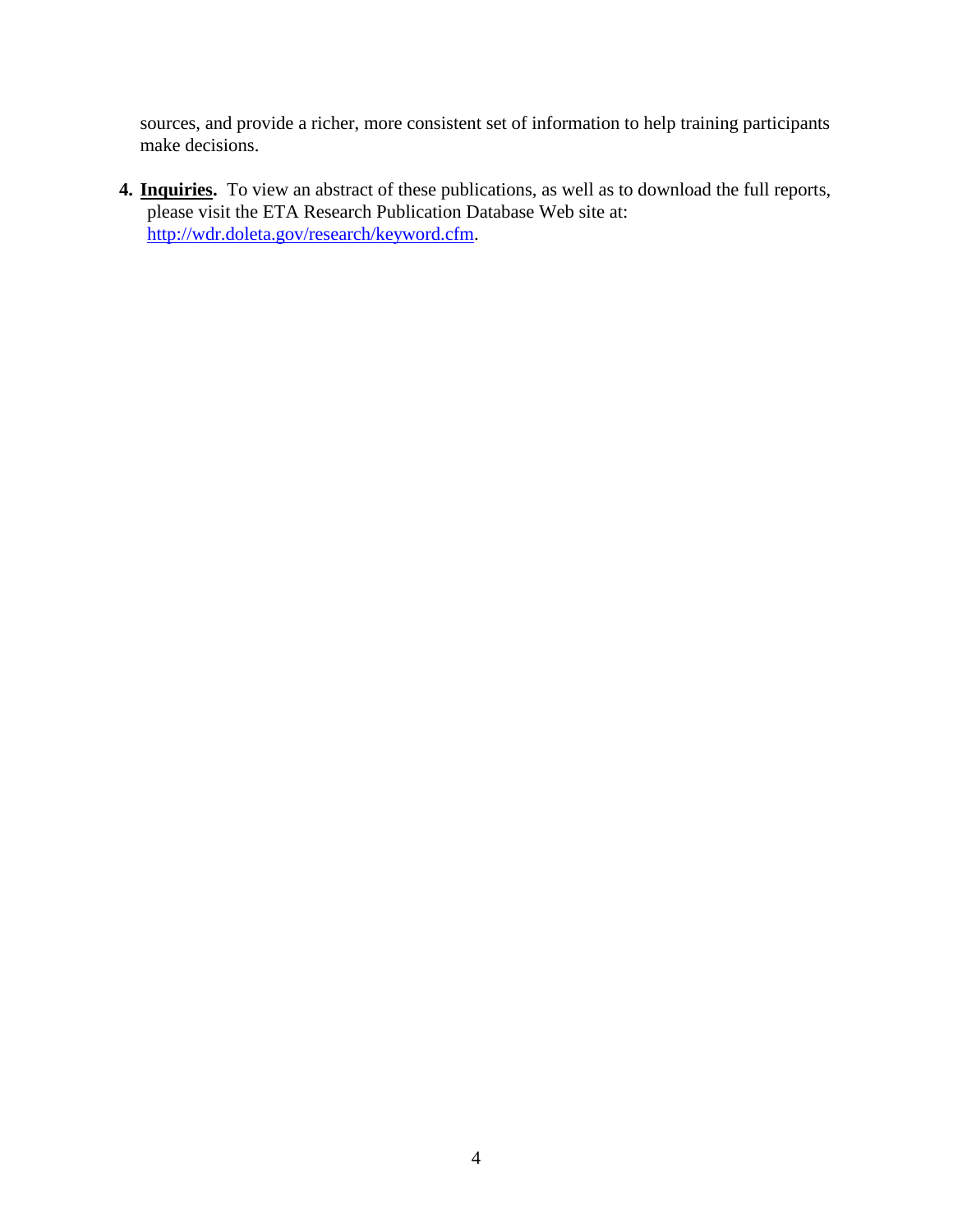sources, and provide a richer, more consistent set of information to help training participants make decisions.

4. **<u>Inquiries</u>.** To view an abstract of these publications, as well as to download the full reports, please visit the ETA Research Publication Database Web site at: http://wdr.doleta.gov/research/keyword.cfm.